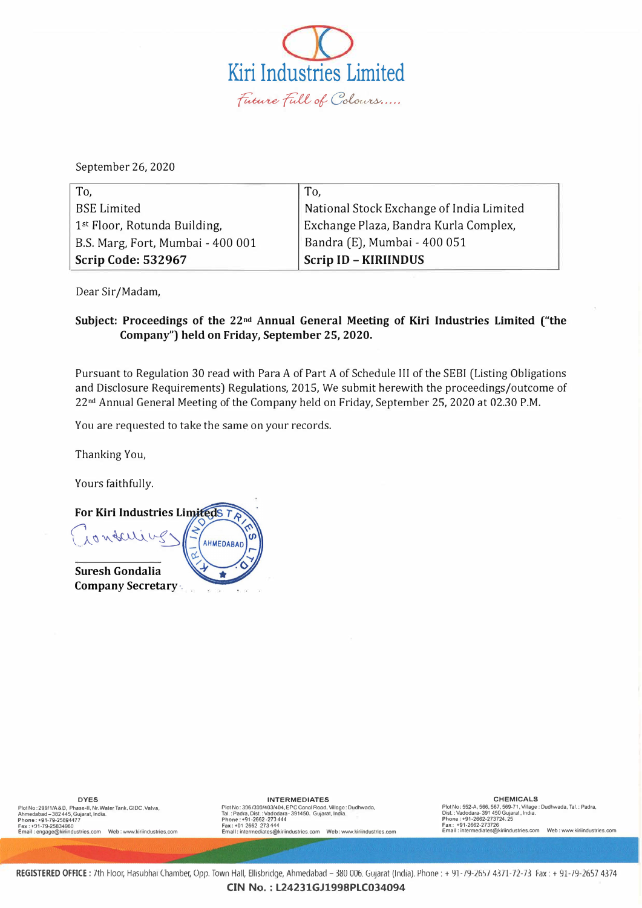# Kiri Industries Limited

*Future Full of Colours.....*

September 26, 2020

| To, | To, |
|---|---|
| BSE Limited | National Stock Exchange of India Limited |
| 1st Floor, Rotunda Building, | Exchange Plaza, Bandra Kurla Complex, |
| B.S. Marg, Fort, Mumbai - 400 001 | Bandra (E), Mumbai - 400 051 |
| **Scrip Code: 532967** | **Scrip ID – KIRIINDUS** |

Dear Sir/Madam,

**Subject: Proceedings of the 22nd Annual General Meeting of Kiri Industries Limited ("the Company") held on Friday, September 25, 2020.**

Pursuant to Regulation 30 read with Para A of Part A of Schedule III of the SEBI (Listing Obligations and Disclosure Requirements) Regulations, 2015, We submit herewith the proceedings/outcome of 22nd Annual General Meeting of the Company held on Friday, September 25, 2020 at 02.30 P.M.

You are requested to take the same on your records.

Thanking You,

Yours faithfully.

**For Kiri Industries Limited**

**Suresh Gondalia**
**Company Secretary**

**DYES**
Plot No: 299/1/A & B, Phase-II, Nr. Water Tank, GIDC, Vatva, Ahmedabad – 382 445, Gujarat, India.
Phone: +91-79-25894477
Fax: +91-79-25834960
Email: engage@kiriindustries.com Web: www.kiriindustries.com

**INTERMEDIATES**
Plot No: 396/399/403/404, EPC Canal Road, Village: Dudhwada, Tal.: Padra, Dist.: Vadodara - 391450. Gujarat, India.
Phone: +91-2662-273 444
Fax: +91 2662 273 444
Email: intermediates@kiriindustries.com Web: www.kiriindustries.com

**CHEMICALS**
Plot No: 552-A, 566, 567, 569-71, Village: Dudhwada, Tal.: Padra, Dist.: Vadodara- 391 450 Gujarat, India.
Phone: +91-2662-273724, 25
Fax: +91-2662-273726
Email: intermediates@kiriindustries.com Web: www.kiriindustries.com

**REGISTERED OFFICE:** 7th Floor, Hasubhai Chamber, Opp. Town Hall, Ellisbridge, Ahmedabad – 380 006. Gujarat (India). Phone: + 91-79-2657 4371-72-73 Fax: + 91-79-2657 4374

**CIN No.: L24231GJ1998PLC034094**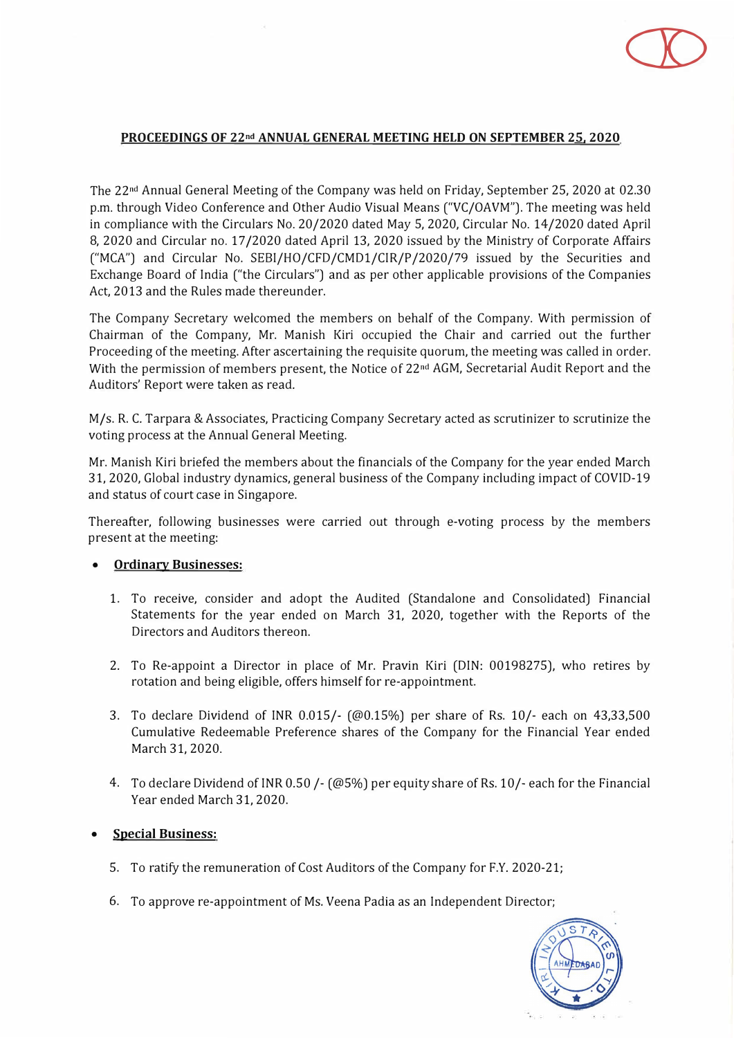## PROCEEDINGS OF 22nd ANNUAL GENERAL MEETING HELD ON SEPTEMBER 25, 2020

The 22nd Annual General Meeting of the Company was held on Friday, September 25, 2020 at 02.30 p.m. through Video Conference and Other Audio Visual Means ("VC/OAVM"). The meeting was held in compliance with the Circulars No. 20/2020 dated May 5, 2020, Circular No. 14/2020 dated April 8, 2020 and Circular no. 17/2020 dated April 13, 2020 issued by the Ministry of Corporate Affairs ("MCA") and Circular No. SEBI/HO/CFD/CMD1/CIR/P/2020/79 issued by the Securities and Exchange Board of India ("the Circulars") and as per other applicable provisions of the Companies Act, 2013 and the Rules made thereunder.

The Company Secretary welcomed the members on behalf of the Company. With permission of Chairman of the Company, Mr. Manish Kiri occupied the Chair and carried out the further Proceeding of the meeting. After ascertaining the requisite quorum, the meeting was called in order. With the permission of members present, the Notice of 22nd AGM, Secretarial Audit Report and the Auditors' Report were taken as read.

M/s. R. C. Tarpara & Associates, Practicing Company Secretary acted as scrutinizer to scrutinize the voting process at the Annual General Meeting.

Mr. Manish Kiri briefed the members about the financials of the Company for the year ended March 31, 2020, Global industry dynamics, general business of the Company including impact of COVID-19 and status of court case in Singapore.

Thereafter, following businesses were carried out through e-voting process by the members present at the meeting:

- **Ordinary Businesses:**

1. To receive, consider and adopt the Audited (Standalone and Consolidated) Financial Statements for the year ended on March 31, 2020, together with the Reports of the Directors and Auditors thereon.
2. To Re-appoint a Director in place of Mr. Pravin Kiri (DIN: 00198275), who retires by rotation and being eligible, offers himself for re-appointment.
3. To declare Dividend of INR 0.015/- (@0.15%) per share of Rs. 10/- each on 43,33,500 Cumulative Redeemable Preference shares of the Company for the Financial Year ended March 31, 2020.
4. To declare Dividend of INR 0.50 /- (@5%) per equity share of Rs. 10/- each for the Financial Year ended March 31, 2020.

- **Special Business:**

5. To ratify the remuneration of Cost Auditors of the Company for F.Y. 2020-21;
6. To approve re-appointment of Ms. Veena Padia as an Independent Director;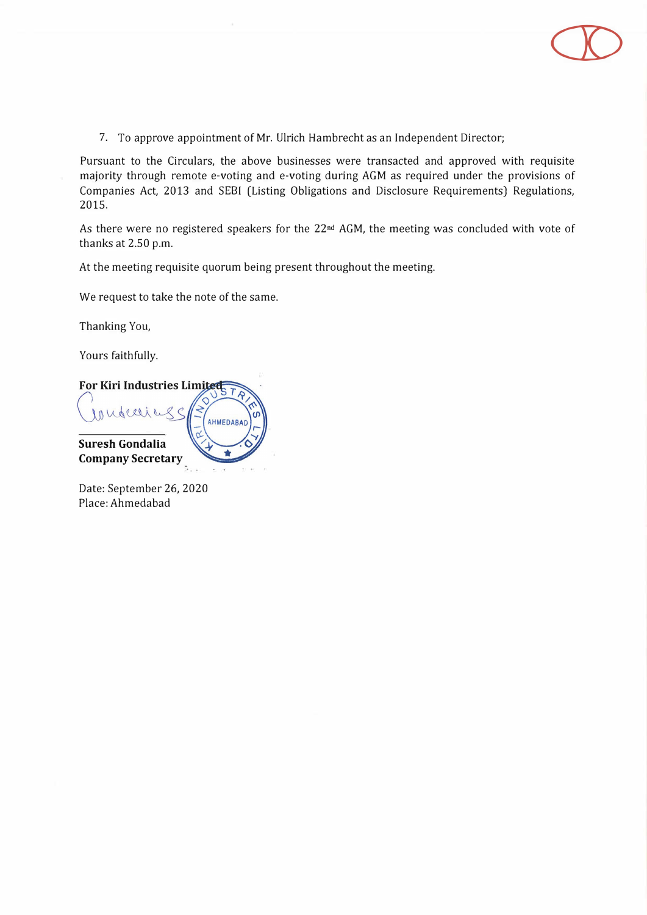7. To approve appointment of Mr. Ulrich Hambrecht as an Independent Director;

Pursuant to the Circulars, the above businesses were transacted and approved with requisite majority through remote e-voting and e-voting during AGM as required under the provisions of Companies Act, 2013 and SEBI (Listing Obligations and Disclosure Requirements) Regulations, 2015.

As there were no registered speakers for the 22nd AGM, the meeting was concluded with vote of thanks at 2.50 p.m.

At the meeting requisite quorum being present throughout the meeting.

We request to take the note of the same.

Thanking You,

Yours faithfully.

**For Kiri Industries Limited**

**Suresh Gondalia**
**Company Secretary**

Date: September 26, 2020
Place: Ahmedabad